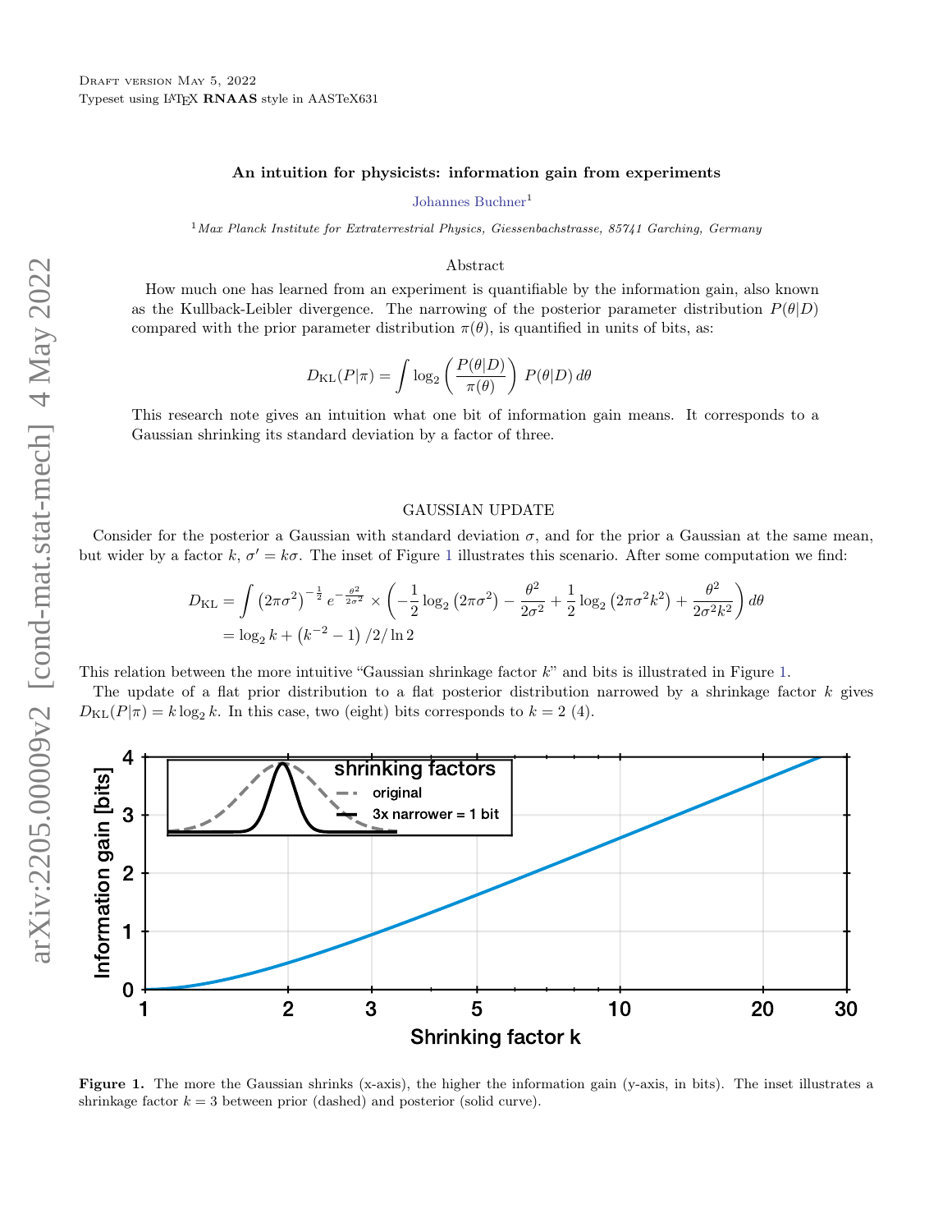Draft version May 5, 2022
Typeset using LaTeX **RNAAS** style in AASTeX631

# An intuition for physicists: information gain from experiments

Johannes Buchner[1]

[1] *Max Planck Institute for Extraterrestrial Physics, Giessenbachstrasse, 85741 Garching, Germany*

## Abstract

How much one has learned from an experiment is quantifiable by the information gain, also known as the Kullback-Leibler divergence. The narrowing of the posterior parameter distribution $P(\theta|D)$ compared with the prior parameter distribution $\pi(\theta)$, is quantified in units of bits, as:

$$D_{\mathrm{KL}}(P|\pi) = \int \log_2 \left( \frac{P(\theta|D)}{\pi(\theta)} \right) P(\theta|D)\, d\theta$$

This research note gives an intuition what one bit of information gain means. It corresponds to a Gaussian shrinking its standard deviation by a factor of three.

## GAUSSIAN UPDATE

Consider for the posterior a Gaussian with standard deviation $\sigma$, and for the prior a Gaussian at the same mean, but wider by a factor $k$, $\sigma' = k\sigma$. The inset of Figure 1 illustrates this scenario. After some computation we find:

$$\begin{aligned} D_{\mathrm{KL}} &= \int \left(2\pi\sigma^2\right)^{-\frac{1}{2}} e^{-\frac{\theta^2}{2\sigma^2}} \times \left( -\frac{1}{2}\log_2\left(2\pi\sigma^2\right) - \frac{\theta^2}{2\sigma^2} + \frac{1}{2}\log_2\left(2\pi\sigma^2 k^2\right) + \frac{\theta^2}{2\sigma^2 k^2} \right) d\theta \\ &= \log_2 k + \left(k^{-2} - 1\right)/2/\ln 2 \end{aligned}$$

This relation between the more intuitive "Gaussian shrinkage factor $k$" and bits is illustrated in Figure 1.

The update of a flat prior distribution to a flat posterior distribution narrowed by a shrinkage factor $k$ gives $D_{\mathrm{KL}}(P|\pi) = k\log_2 k$. In this case, two (eight) bits corresponds to $k = 2$ (4).

**Figure 1.** The more the Gaussian shrinks (x-axis), the higher the information gain (y-axis, in bits). The inset illustrates a shrinkage factor $k = 3$ between prior (dashed) and posterior (solid curve).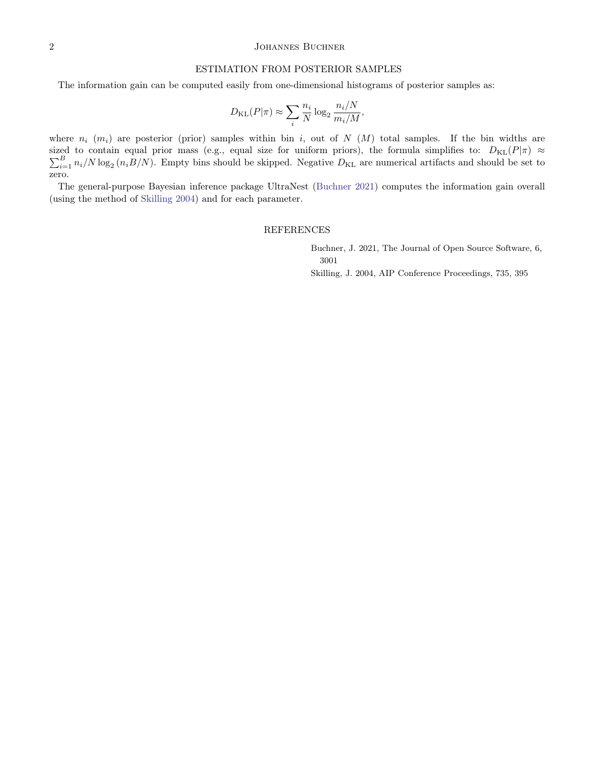## ESTIMATION FROM POSTERIOR SAMPLES

The information gain can be computed easily from one-dimensional histograms of posterior samples as:

$$D_{\rm KL}(P|\pi) \approx \sum_i \frac{n_i}{N} \log_2 \frac{n_i/N}{m_i/M},$$

where $n_i$ ($m_i$) are posterior (prior) samples within bin $i$, out of $N$ ($M$) total samples. If the bin widths are sized to contain equal prior mass (e.g., equal size for uniform priors), the formula simplifies to: $D_{\rm KL}(P|\pi) \approx \sum_{i=1}^{B} n_i/N \log_2 (n_i B/N)$. Empty bins should be skipped. Negative $D_{\rm KL}$ are numerical artifacts and should be set to zero.

The general-purpose Bayesian inference package UltraNest (Buchner 2021) computes the information gain overall (using the method of Skilling 2004) and for each parameter.

## REFERENCES

Buchner, J. 2021, The Journal of Open Source Software, 6, 3001

Skilling, J. 2004, AIP Conference Proceedings, 735, 395